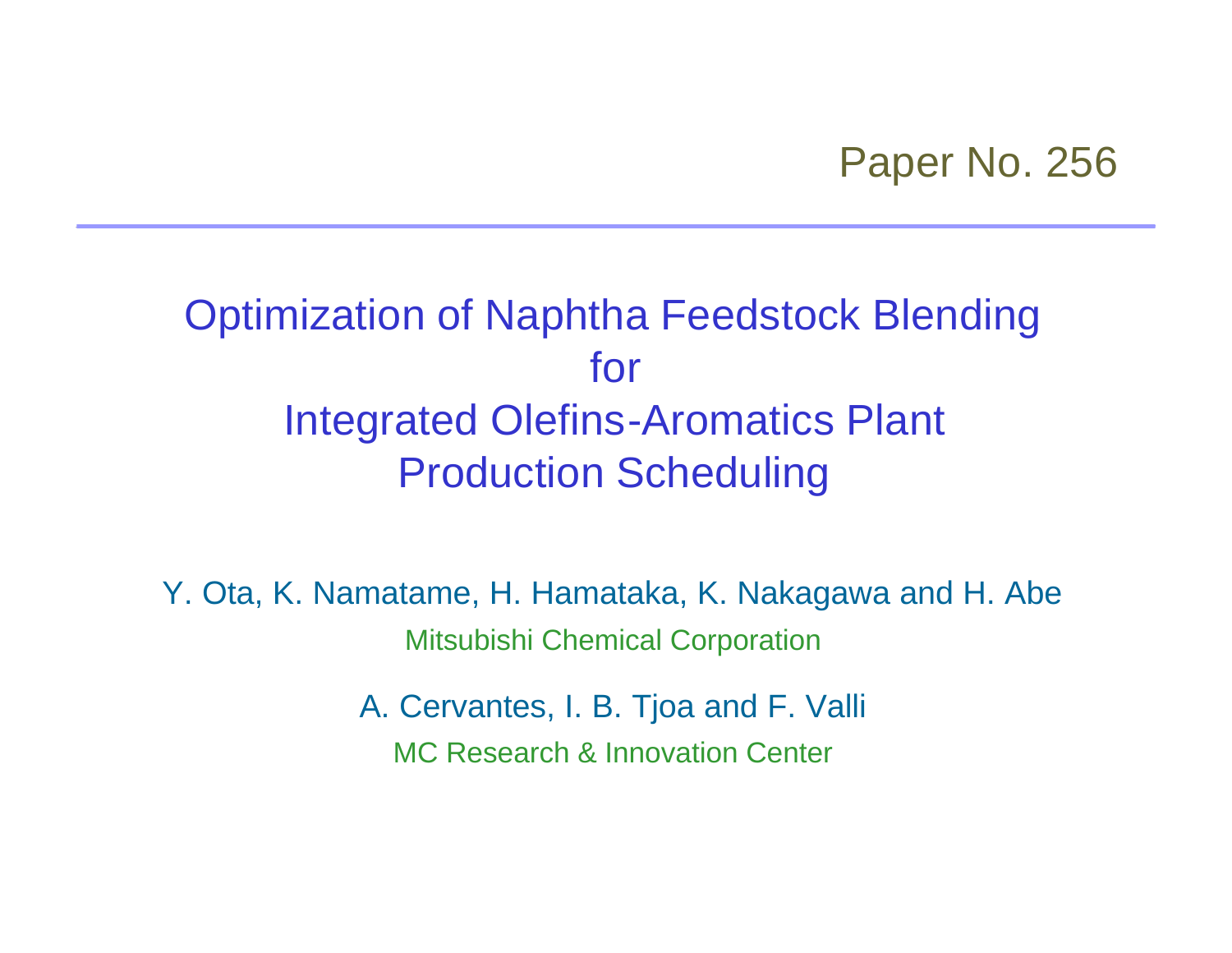Paper No. 256

# Optimization of Naphtha Feedstock Blending for Integrated Olefins-Aromatics Plant Production Scheduling

Y. Ota, K. Namatame, H. Hamataka, K. Nakagawa and H. Abe

Mitsubishi Chemical Corporation

A. Cervantes, I. B. Tjoa and F. Valli

MC Research & Innovation Center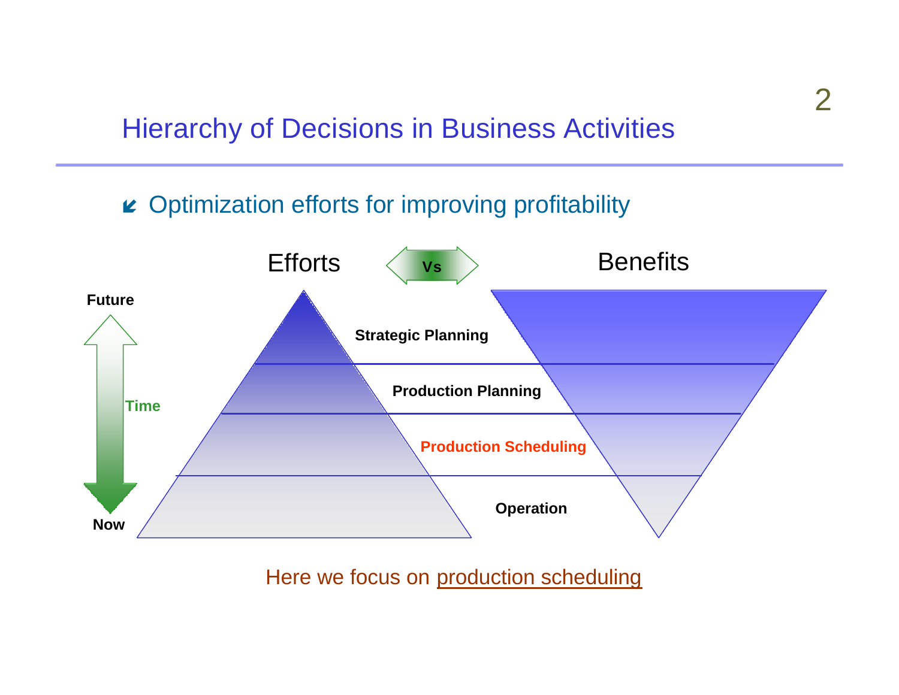## Hierarchy of Decisions in Business Activities

- Optimization efforts for improving profitability

Efforts Vs Benefits

Future

Time

Now

Strategic Planning

Production Planning

Production Scheduling

Operation

Here we focus on production scheduling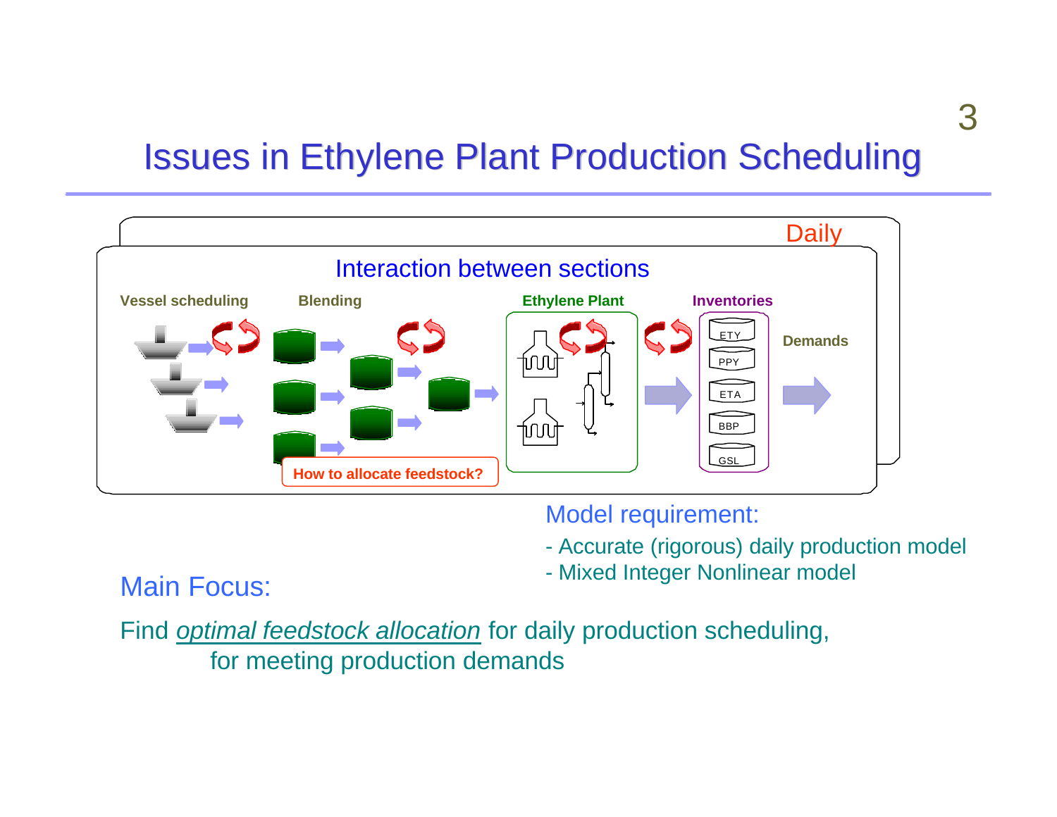# Issues in Ethylene Plant Production Scheduling

Daily

Interaction between sections

Vessel scheduling | Blending | Ethylene Plant | Inventories

ETY
PPY
ETA
BBP
GSL

Demands

How to allocate feedstock?

Model requirement:

- Accurate (rigorous) daily production model
- Mixed Integer Nonlinear model

Main Focus:

Find *optimal feedstock allocation* for daily production scheduling, for meeting production demands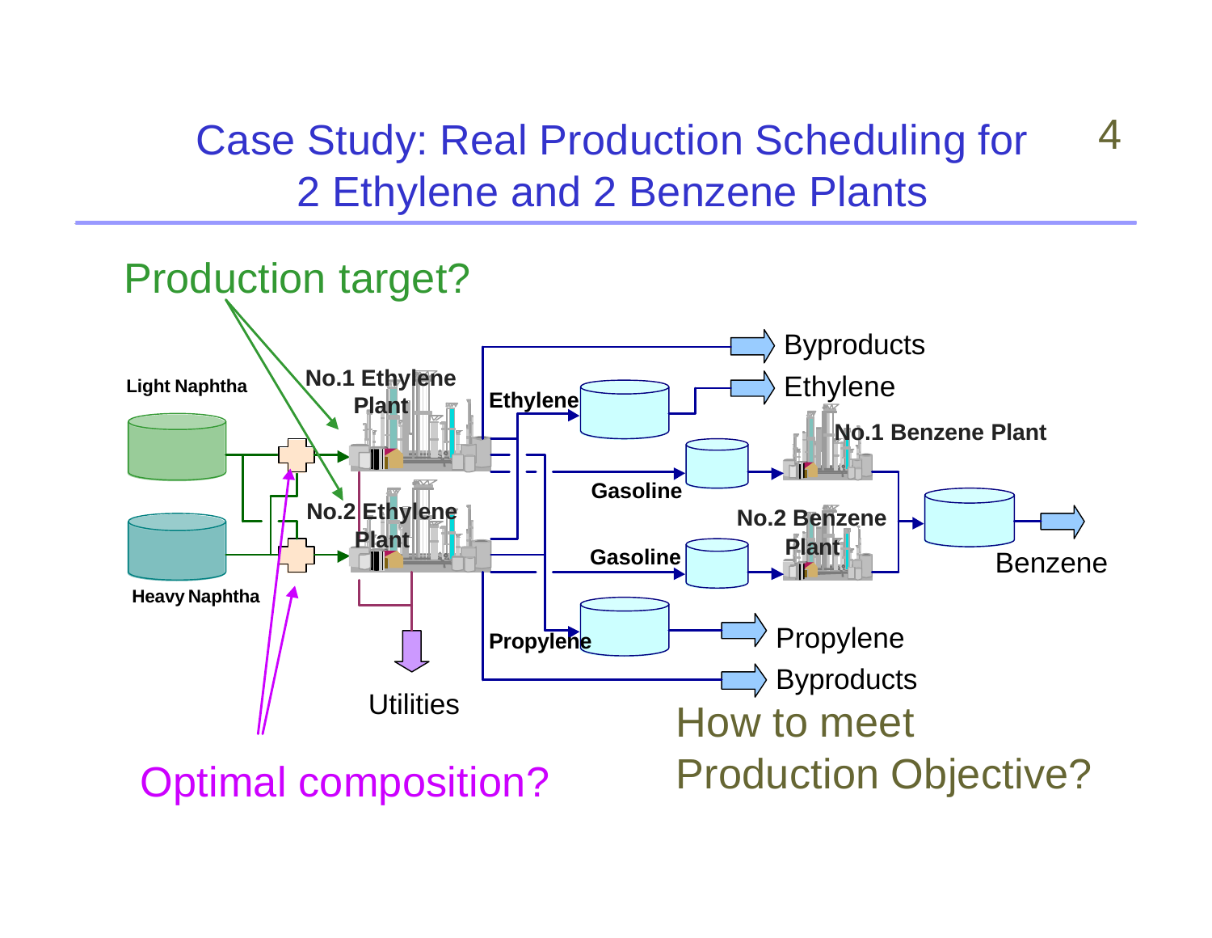# Case Study: Real Production Scheduling for 2 Ethylene and 2 Benzene Plants

Production target?

Light Naphtha

Heavy Naphtha

No.1 Ethylene Plant

No.2 Ethylene Plant

Utilities

Byproducts

Ethylene

Ethylene

Gasoline

Gasoline

No.1 Benzene Plant

No.2 Benzene Plant

Benzene

Propylene

Propylene

Byproducts

Optimal composition?

How to meet Production Objective?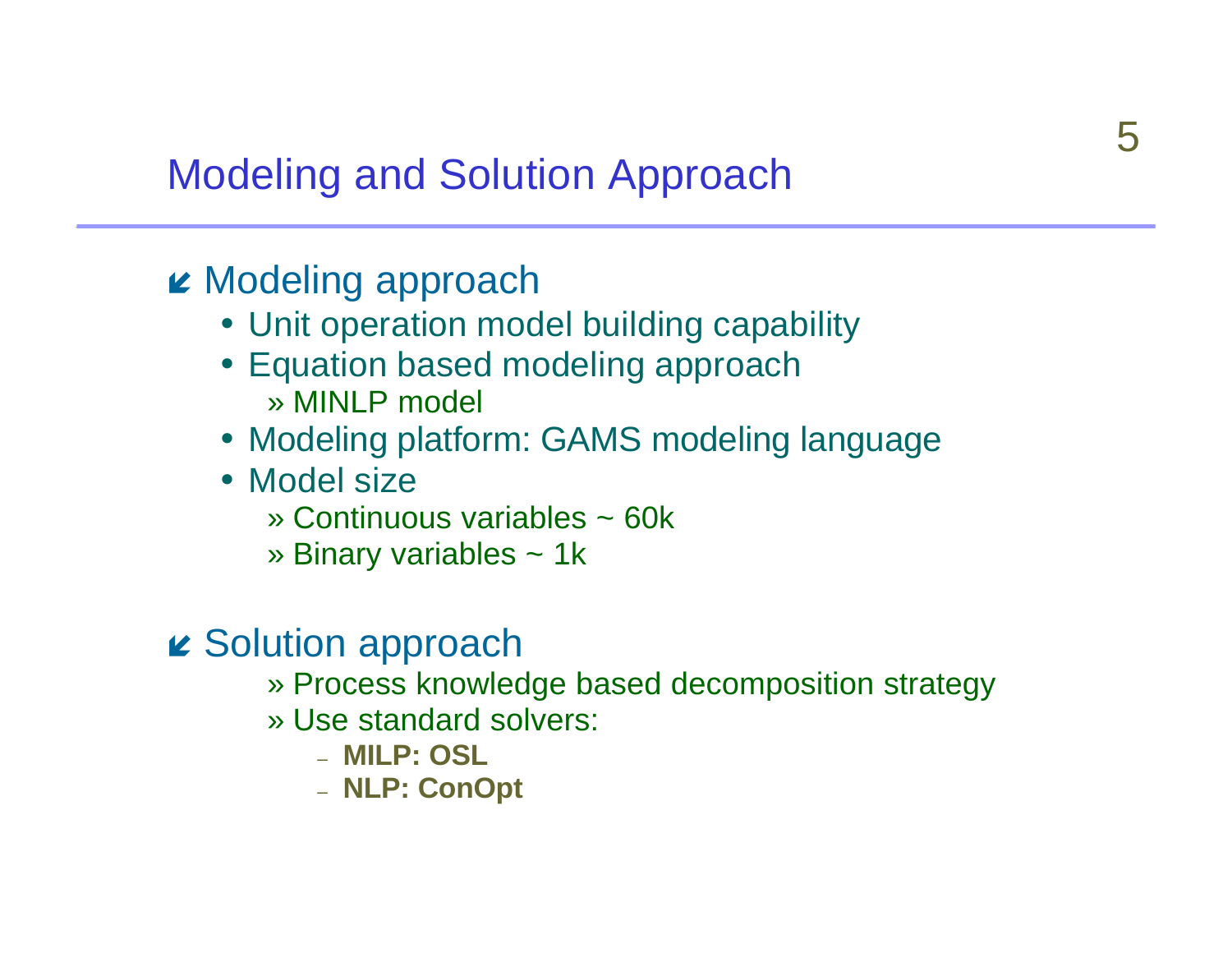# Modeling and Solution Approach

- Modeling approach
  - Unit operation model building capability
  - Equation based modeling approach
    - » MINLP model
  - Modeling platform: GAMS modeling language
  - Model size
    - » Continuous variables ~ 60k
    - » Binary variables ~ 1k

- Solution approach
  - » Process knowledge based decomposition strategy
  - » Use standard solvers:
    - **MILP: OSL**
    - **NLP: ConOpt**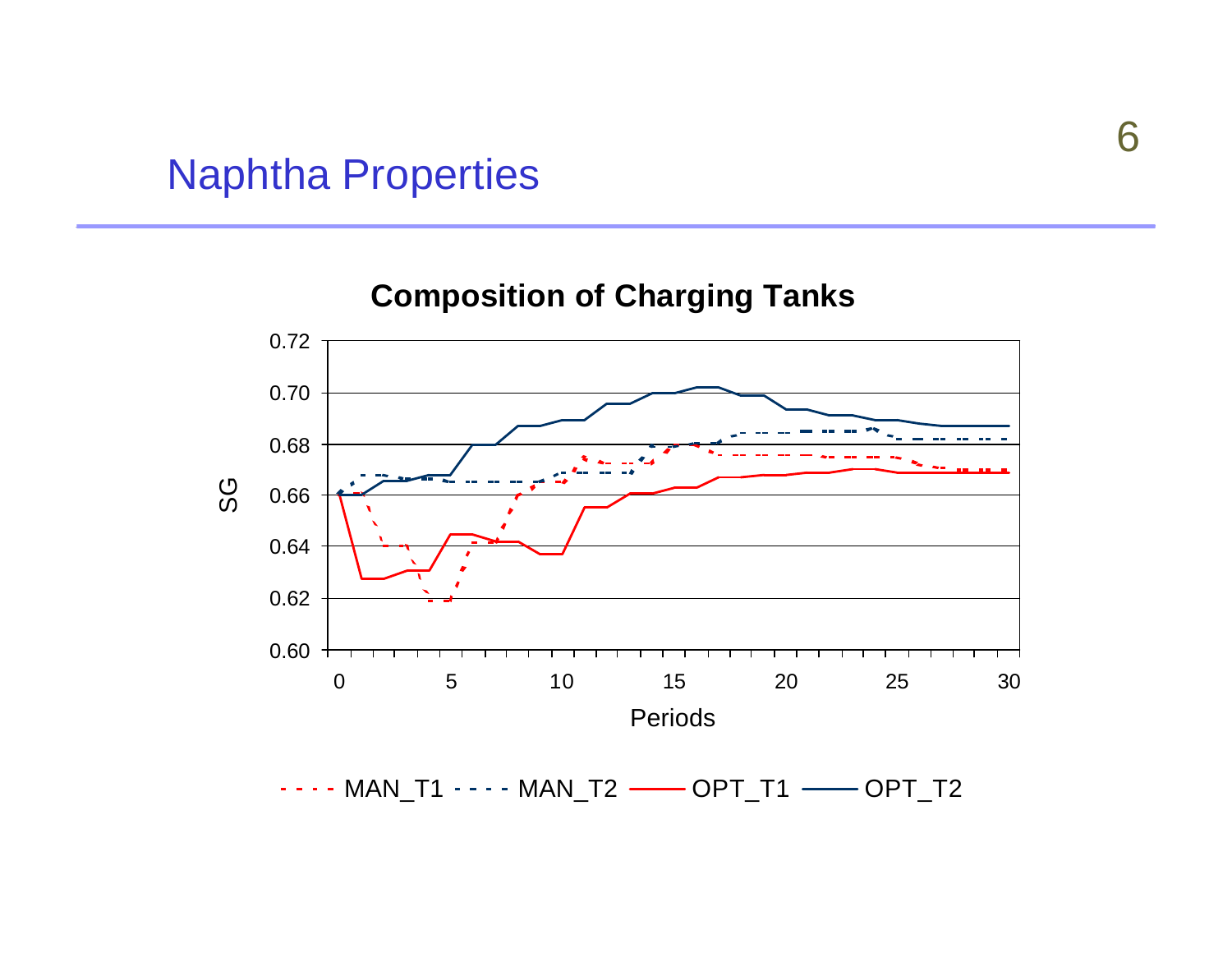# Naphtha Properties

**Composition of Charging Tanks**

SG

0.72
0.70
0.68
0.66
0.64
0.62
0.60

0 5 10 15 20 25 30

Periods

MAN_T1 MAN_T2 OPT_T1 OPT_T2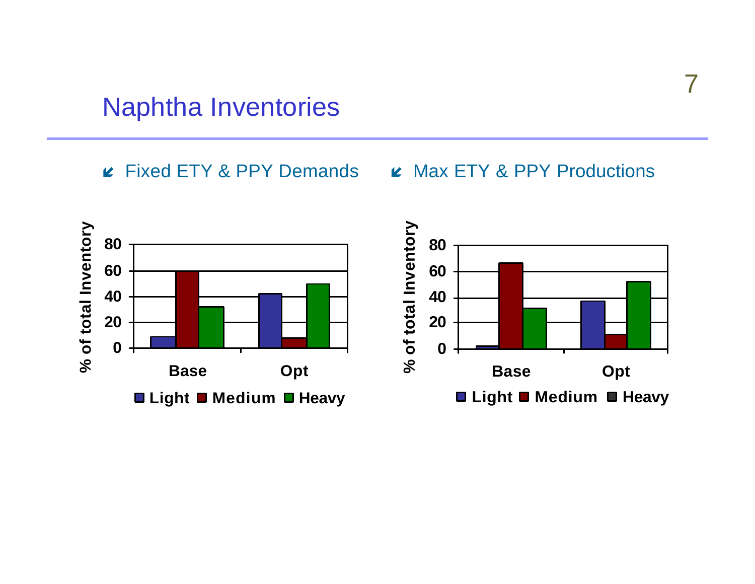# Naphtha Inventories

- Fixed ETY & PPY Demands
- Max ETY & PPY Productions

% of total Inventory

| | Light | Medium | Heavy |
|---|---|---|---|
| Base | 9 | 60 | 32 |
| Opt | 42 | 8 | 50 |

% of total Inventory

| | Light | Medium | Heavy |
|---|---|---|---|
| Base | 2 | 66 | 31 |
| Opt | 37 | 11 | 52 |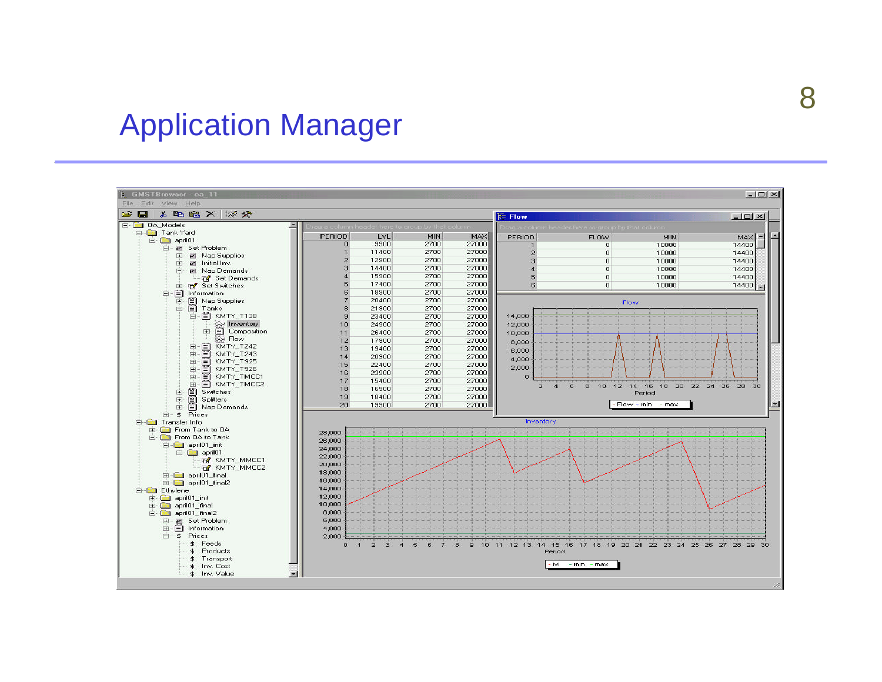# Application Manager

GMSTBrowser - oa_11

File Edit View Help

- OA_Models
  - Tank Yard
    - april01
      - Set Problem
        - Nap Supplies
        - Initial Inv.
        - Nap Demands
          - Set Demands
        - Set Switches
      - Information
        - Nap Supplies
        - Tanks
          - KMTY_T138
            - Inventory
            - Composition
            - Flow
          - KMTY_T242
          - KMTY_T243
          - KMTY_T925
          - KMTY_T926
          - KMTY_TMCC1
          - KMTY_TMCC2
        - Switches
        - Splitters
        - Nap Demands
      - Prices
  - Transfer Info
    - From Tank to OA
    - From OA to Tank
      - april01_init
        - april01
          - KMTY_MMCC1
          - KMTY_MMCC2
      - april01_final
      - april01_final2
  - Ethylene
    - april01_init
    - april01_final
    - april01_final2
      - Set Problem
      - Information
      - Prices
        - Feeds
        - Products
        - Transport
        - Inv. Cost
        - Inv. Value

Drag a column header here to group by that column

| PERIOD | LVL | MIN | MAX |
|---|---|---|---|
| 0 | 9900 | 2700 | 27000 |
| 1 | 11400 | 2700 | 27000 |
| 2 | 12900 | 2700 | 27000 |
| 3 | 14400 | 2700 | 27000 |
| 4 | 15900 | 2700 | 27000 |
| 5 | 17400 | 2700 | 27000 |
| 6 | 18900 | 2700 | 27000 |
| 7 | 20400 | 2700 | 27000 |
| 8 | 21900 | 2700 | 27000 |
| 9 | 23400 | 2700 | 27000 |
| 10 | 24900 | 2700 | 27000 |
| 11 | 26400 | 2700 | 27000 |
| 12 | 17900 | 2700 | 27000 |
| 13 | 19400 | 2700 | 27000 |
| 14 | 20900 | 2700 | 27000 |
| 15 | 22400 | 2700 | 27000 |
| 16 | 23900 | 2700 | 27000 |
| 17 | 15400 | 2700 | 27000 |
| 18 | 16900 | 2700 | 27000 |
| 19 | 18400 | 2700 | 27000 |
| 20 | 19900 | 2700 | 27000 |

Flow

Drag a column header here to group by that column

| PERIOD | FLOW | MIN | MAX |
|---|---|---|---|
| 1 | 0 | 10000 | 14400 |
| 2 | 0 | 10000 | 14400 |
| 3 | 0 | 10000 | 14400 |
| 4 | 0 | 10000 | 14400 |
| 5 | 0 | 10000 | 14400 |
| 6 | 0 | 10000 | 14400 |

Flow

14,000
12,000
10,000
8,000
6,000
4,000
2,000
0

2 4 6 8 10 12 14 16 18 20 22 24 26 28 30

Period

Flow - min - max

Inventory

28,000
26,000
24,000
22,000
20,000
18,000
16,000
14,000
12,000
10,000
8,000
6,000
4,000
2,000

0 1 2 3 4 5 6 7 8 9 10 11 12 13 14 15 16 17 18 19 20 21 22 23 24 25 26 27 28 29 30

Period

lvl - min - max